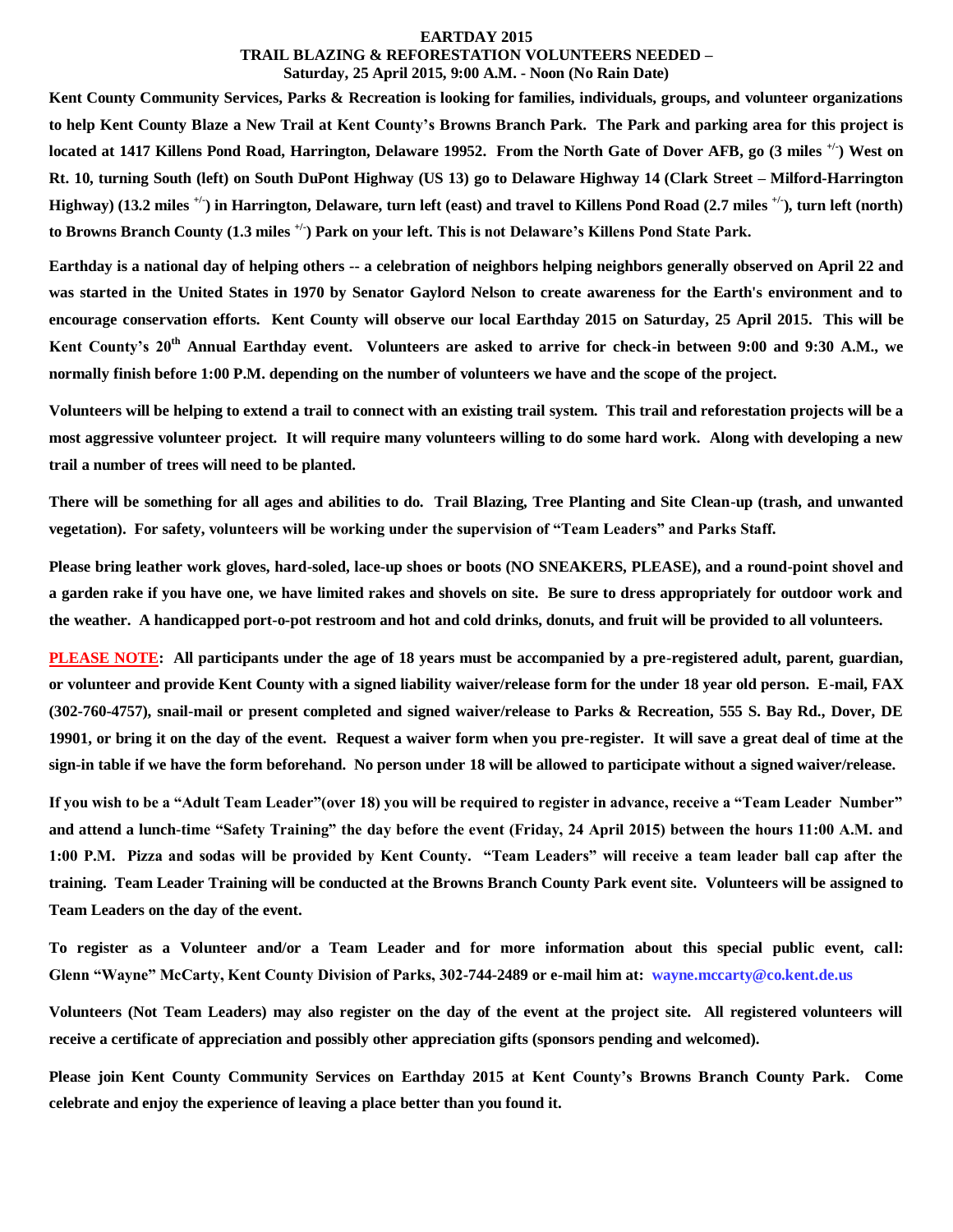# EARTDAY 2015
## TRAIL BLAZING & REFORESTATION VOLUNTEERS NEEDED –
### Saturday, 25 April 2015, 9:00 A.M. - Noon (No Rain Date)

**Kent County Community Services, Parks & Recreation is looking for families, individuals, groups, and volunteer organizations to help Kent County Blaze a New Trail at Kent County's Browns Branch Park. The Park and parking area for this project is located at 1417 Killens Pond Road, Harrington, Delaware 19952. From the North Gate of Dover AFB, go (3 miles $^{+/-}$) West on Rt. 10, turning South (left) on South DuPont Highway (US 13) go to Delaware Highway 14 (Clark Street – Milford-Harrington Highway) (13.2 miles $^{+/-}$) in Harrington, Delaware, turn left (east) and travel to Killens Pond Road (2.7 miles $^{+/-}$), turn left (north) to Browns Branch County (1.3 miles $^{+/-}$) Park on your left. This is not Delaware's Killens Pond State Park.**

**Earthday is a national day of helping others -- a celebration of neighbors helping neighbors generally observed on April 22 and was started in the United States in 1970 by Senator Gaylord Nelson to create awareness for the Earth's environment and to encourage conservation efforts. Kent County will observe our local Earthday 2015 on Saturday, 25 April 2015. This will be Kent County's 20th Annual Earthday event. Volunteers are asked to arrive for check-in between 9:00 and 9:30 A.M., we normally finish before 1:00 P.M. depending on the number of volunteers we have and the scope of the project.**

**Volunteers will be helping to extend a trail to connect with an existing trail system. This trail and reforestation projects will be a most aggressive volunteer project. It will require many volunteers willing to do some hard work. Along with developing a new trail a number of trees will need to be planted.**

**There will be something for all ages and abilities to do. Trail Blazing, Tree Planting and Site Clean-up (trash, and unwanted vegetation). For safety, volunteers will be working under the supervision of "Team Leaders" and Parks Staff.**

**Please bring leather work gloves, hard-soled, lace-up shoes or boots (NO SNEAKERS, PLEASE), and a round-point shovel and a garden rake if you have one, we have limited rakes and shovels on site. Be sure to dress appropriately for outdoor work and the weather. A handicapped port-o-pot restroom and hot and cold drinks, donuts, and fruit will be provided to all volunteers.**

**PLEASE NOTE: All participants under the age of 18 years must be accompanied by a pre-registered adult, parent, guardian, or volunteer and provide Kent County with a signed liability waiver/release form for the under 18 year old person. E-mail, FAX (302-760-4757), snail-mail or present completed and signed waiver/release to Parks & Recreation, 555 S. Bay Rd., Dover, DE 19901, or bring it on the day of the event. Request a waiver form when you pre-register. It will save a great deal of time at the sign-in table if we have the form beforehand. No person under 18 will be allowed to participate without a signed waiver/release.**

**If you wish to be a "Adult Team Leader"(over 18) you will be required to register in advance, receive a "Team Leader Number" and attend a lunch-time "Safety Training" the day before the event (Friday, 24 April 2015) between the hours 11:00 A.M. and 1:00 P.M. Pizza and sodas will be provided by Kent County. "Team Leaders" will receive a team leader ball cap after the training. Team Leader Training will be conducted at the Browns Branch County Park event site. Volunteers will be assigned to Team Leaders on the day of the event.**

**To register as a Volunteer and/or a Team Leader and for more information about this special public event, call: Glenn "Wayne" McCarty, Kent County Division of Parks, 302-744-2489 or e-mail him at: wayne.mccarty@co.kent.de.us**

**Volunteers (Not Team Leaders) may also register on the day of the event at the project site. All registered volunteers will receive a certificate of appreciation and possibly other appreciation gifts (sponsors pending and welcomed).**

**Please join Kent County Community Services on Earthday 2015 at Kent County's Browns Branch County Park. Come celebrate and enjoy the experience of leaving a place better than you found it.**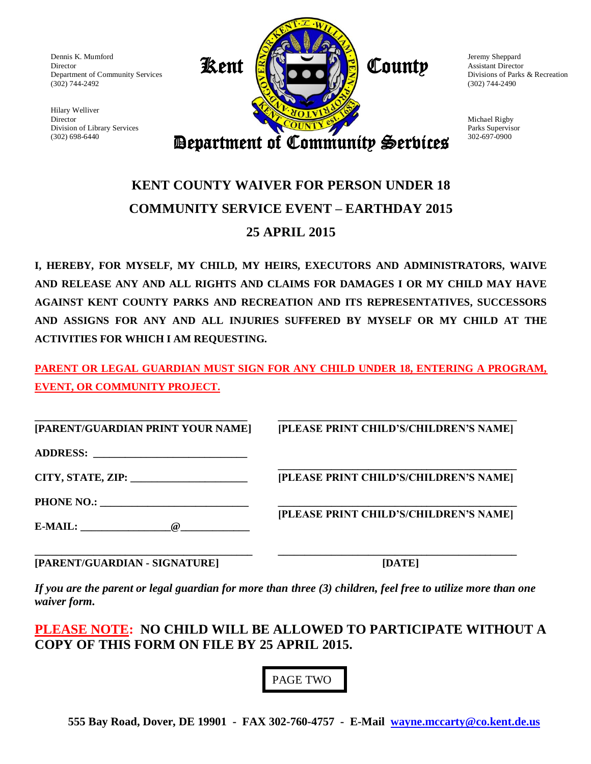Dennis K. Mumford
Director
Department of Community Services
(302) 744-2492

Hilary Welliver
Director
Division of Library Services
(302) 698-6440

**Kent County**

**Department of Community Services**

Jeremy Sheppard
Assistant Director
Divisions of Parks & Recreation
(302) 744-2490

Michael Rigby
Parks Supervisor
302-697-0900

# KENT COUNTY WAIVER FOR PERSON UNDER 18

## COMMUNITY SERVICE EVENT – EARTHDAY 2015

## 25 APRIL 2015

**I, HEREBY, FOR MYSELF, MY CHILD, MY HEIRS, EXECUTORS AND ADMINISTRATORS, WAIVE AND RELEASE ANY AND ALL RIGHTS AND CLAIMS FOR DAMAGES I OR MY CHILD MAY HAVE AGAINST KENT COUNTY PARKS AND RECREATION AND ITS REPRESENTATIVES, SUCCESSORS AND ASSIGNS FOR ANY AND ALL INJURIES SUFFERED BY MYSELF OR MY CHILD AT THE ACTIVITIES FOR WHICH I AM REQUESTING.**

**PARENT OR LEGAL GUARDIAN MUST SIGN FOR ANY CHILD UNDER 18, ENTERING A PROGRAM, EVENT, OR COMMUNITY PROJECT.**

_______________________________________
**[PARENT/GUARDIAN PRINT YOUR NAME]**

**ADDRESS:** ____________________________

**CITY, STATE, ZIP:** _____________________

**PHONE NO.:** ___________________________

**E-MAIL:** ________________@____________

_______________________________________
**[PLEASE PRINT CHILD'S/CHILDREN'S NAME]**

_______________________________________
**[PLEASE PRINT CHILD'S/CHILDREN'S NAME]**

_______________________________________
**[PLEASE PRINT CHILD'S/CHILDREN'S NAME]**

_______________________________________
**[PARENT/GUARDIAN - SIGNATURE]**

_______________________________________
**[DATE]**

***If you are the parent or legal guardian for more than three (3) children, feel free to utilize more than one waiver form.***

**PLEASE NOTE: NO CHILD WILL BE ALLOWED TO PARTICIPATE WITHOUT A COPY OF THIS FORM ON FILE BY 25 APRIL 2015.**

PAGE TWO

**555 Bay Road, Dover, DE 19901 - FAX 302-760-4757 - E-Mail wayne.mccarty@co.kent.de.us**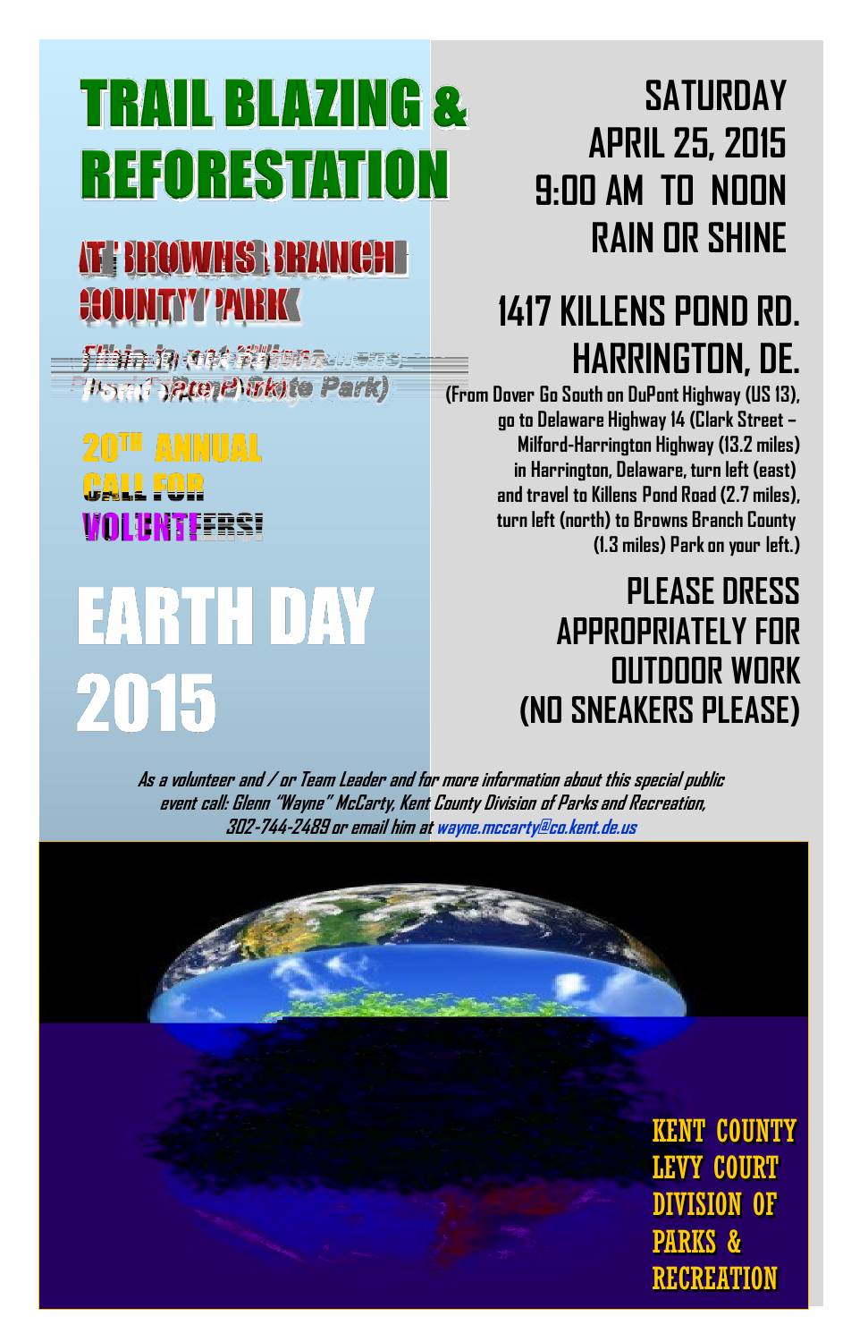# TRAIL BLAZING & REFORESTATION

## AT BROWNS BRANCH COUNTY PARK

(This is not Killens Pond State Park)

20TH ANNUAL CALL FOR VOLUNTEERS!

# EARTH DAY 2015

SATURDAY
APRIL 25, 2015
9:00 AM TO NOON
RAIN OR SHINE

## 1417 KILLENS POND RD. HARRINGTON, DE.

(From Dover Go South on DuPont Highway (US 13), go to Delaware Highway 14 (Clark Street – Milford-Harrington Highway (13.2 miles) in Harrington, Delaware, turn left (east) and travel to Killens Pond Road (2.7 miles), turn left (north) to Browns Branch County (1.3 miles) Park on your left.)

PLEASE DRESS APPROPRIATELY FOR OUTDOOR WORK
(NO SNEAKERS PLEASE)

*As a volunteer and / or Team Leader and for more information about this special public event call: Glenn "Wayne" McCarty, Kent County Division of Parks and Recreation, 302-744-2489 or email him at wayne.mccarty@co.kent.de.us*

KENT COUNTY LEVY COURT DIVISION OF PARKS & RECREATION